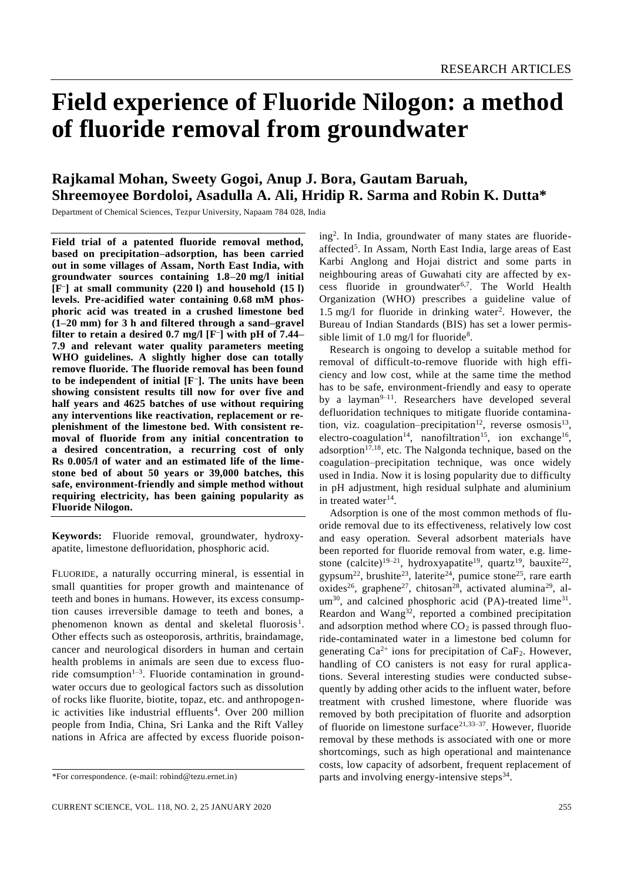# Field experience of Fluoride Nilogon: a method of fluoride removal from groundwater

**Rajkamal Mohan, Sweety Gogoi, Anup J. Bora, Gautam Baruah, Shreemoyee Bordoloi, Asadulla A. Ali, Hridip R. Sarma and Robin K. Dutta***

Department of Chemical Sciences, Tezpur University, Napaam 784 028, India

**Field trial of a patented fluoride removal method, based on precipitation–adsorption, has been carried out in some villages of Assam, North East India, with groundwater sources containing 1.8–20 mg/l initial [$F^-$] at small community (220 l) and household (15 l) levels. Pre-acidified water containing 0.68 mM phosphoric acid was treated in a crushed limestone bed (1–20 mm) for 3 h and filtered through a sand–gravel filter to retain a desired 0.7 mg/l [$F^-$] with pH of 7.44–7.9 and relevant water quality parameters meeting WHO guidelines. A slightly higher dose can totally remove fluoride. The fluoride removal has been found to be independent of initial [$F^-$]. The units have been showing consistent results till now for over five and half years and 4625 batches of use without requiring any interventions like reactivation, replacement or replenishment of the limestone bed. With consistent removal of fluoride from any initial concentration to a desired concentration, a recurring cost of only Rs 0.005/l of water and an estimated life of the limestone bed of about 50 years or 39,000 batches, this safe, environment-friendly and simple method without requiring electricity, has been gaining popularity as Fluoride Nilogon.**

**Keywords:** Fluoride removal, groundwater, hydroxyapatite, limestone defluoridation, phosphoric acid.

FLUORIDE, a naturally occurring mineral, is essential in small quantities for proper growth and maintenance of teeth and bones in humans. However, its excess consumption causes irreversible damage to teeth and bones, a phenomenon known as dental and skeletal fluorosis[1]. Other effects such as osteoporosis, arthritis, braindamage, cancer and neurological disorders in human and certain health problems in animals are seen due to excess fluoride comsumption[1–3]. Fluoride contamination in groundwater occurs due to geological factors such as dissolution of rocks like fluorite, biotite, topaz, etc. and anthropogenic activities like industrial effluents[4]. Over 200 million people from India, China, Sri Lanka and the Rift Valley nations in Africa are affected by excess fluoride poisoning[2]. In India, groundwater of many states are fluoride-affected[5]. In Assam, North East India, large areas of East Karbi Anglong and Hojai district and some parts in neighbouring areas of Guwahati city are affected by excess fluoride in groundwater[6,7]. The World Health Organization (WHO) prescribes a guideline value of 1.5 mg/l for fluoride in drinking water[2]. However, the Bureau of Indian Standards (BIS) has set a lower permissible limit of 1.0 mg/l for fluoride[8].

Research is ongoing to develop a suitable method for removal of difficult-to-remove fluoride with high efficiency and low cost, while at the same time the method has to be safe, environment-friendly and easy to operate by a layman[9–11]. Researchers have developed several defluoridation techniques to mitigate fluoride contamination, viz. coagulation–precipitation[12], reverse osmosis[13], electro-coagulation[14], nanofiltration[15], ion exchange[16], adsorption[17,18], etc. The Nalgonda technique, based on the coagulation–precipitation technique, was once widely used in India. Now it is losing popularity due to difficulty in pH adjustment, high residual sulphate and aluminium in treated water[14].

Adsorption is one of the most common methods of fluoride removal due to its effectiveness, relatively low cost and easy operation. Several adsorbent materials have been reported for fluoride removal from water, e.g. limestone (calcite)[19–21], hydroxyapatite[19], quartz[19], bauxite[22], gypsum[22], brushite[23], laterite[24], pumice stone[25], rare earth oxides[26], graphene[27], chitosan[28], activated alumina[29], alum[30], and calcined phosphoric acid (PA)-treated lime[31]. Reardon and Wang[32], reported a combined precipitation and adsorption method where $CO_2$ is passed through fluoride-contaminated water in a limestone bed column for generating $Ca^{2+}$ ions for precipitation of $CaF_2$. However, handling of CO canisters is not easy for rural applications. Several interesting studies were conducted subsequently by adding other acids to the influent water, before treatment with crushed limestone, where fluoride was removed by both precipitation of fluorite and adsorption of fluoride on limestone surface[21,33–37]. However, fluoride removal by these methods is associated with one or more shortcomings, such as high operational and maintenance costs, low capacity of adsorbent, frequent replacement of parts and involving energy-intensive steps[34].

*For correspondence. (e-mail: robind@tezu.ernet.in)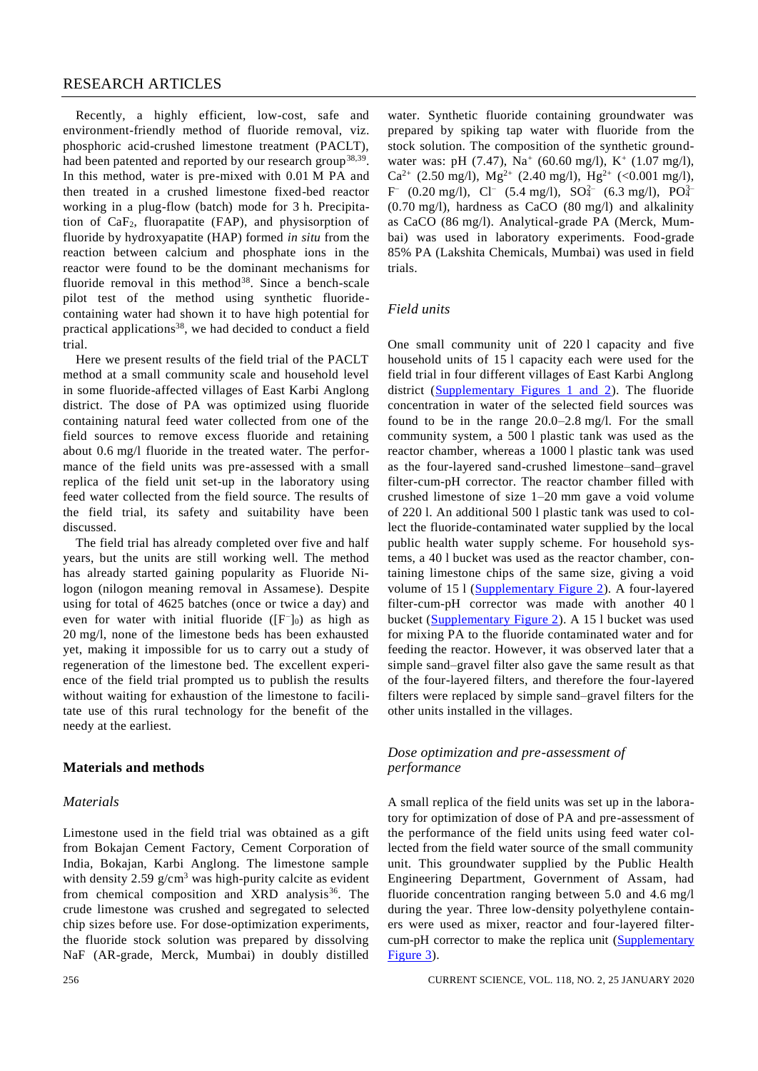Recently, a highly efficient, low-cost, safe and environment-friendly method of fluoride removal, viz. phosphoric acid-crushed limestone treatment (PACLT), had been patented and reported by our research group[38,39]. In this method, water is pre-mixed with 0.01 M PA and then treated in a crushed limestone fixed-bed reactor working in a plug-flow (batch) mode for 3 h. Precipitation of $CaF_2$, fluorapatite (FAP), and physisorption of fluoride by hydroxyapatite (HAP) formed *in situ* from the reaction between calcium and phosphate ions in the reactor were found to be the dominant mechanisms for fluoride removal in this method[38]. Since a bench-scale pilot test of the method using synthetic fluoride-containing water had shown it to have high potential for practical applications[38], we had decided to conduct a field trial.

Here we present results of the field trial of the PACLT method at a small community scale and household level in some fluoride-affected villages of East Karbi Anglong district. The dose of PA was optimized using fluoride containing natural feed water collected from one of the field sources to remove excess fluoride and retaining about 0.6 mg/l fluoride in the treated water. The performance of the field units was pre-assessed with a small replica of the field unit set-up in the laboratory using feed water collected from the field source. The results of the field trial, its safety and suitability have been discussed.

The field trial has already completed over five and half years, but the units are still working well. The method has already started gaining popularity as Fluoride Nilogon (nilogon meaning removal in Assamese). Despite using for total of 4625 batches (once or twice a day) and even for water with initial fluoride ($[F^-]_0$) as high as 20 mg/l, none of the limestone beds has been exhausted yet, making it impossible for us to carry out a study of regeneration of the limestone bed. The excellent experience of the field trial prompted us to publish the results without waiting for exhaustion of the limestone to facilitate use of this rural technology for the benefit of the needy at the earliest.

## Materials and methods

### *Materials*

Limestone used in the field trial was obtained as a gift from Bokajan Cement Factory, Cement Corporation of India, Bokajan, Karbi Anglong. The limestone sample with density 2.59 g/cm$^3$ was high-purity calcite as evident from chemical composition and XRD analysis[36]. The crude limestone was crushed and segregated to selected chip sizes before use. For dose-optimization experiments, the fluoride stock solution was prepared by dissolving NaF (AR-grade, Merck, Mumbai) in doubly distilled water. Synthetic fluoride containing groundwater was prepared by spiking tap water with fluoride from the stock solution. The composition of the synthetic groundwater was: pH (7.47), $Na^+$ (60.60 mg/l), $K^+$ (1.07 mg/l), $Ca^{2+}$ (2.50 mg/l), $Mg^{2+}$ (2.40 mg/l), $Hg^{2+}$ (<0.001 mg/l), $F^-$ (0.20 mg/l), $Cl^-$ (5.4 mg/l), $SO_4^{2-}$ (6.3 mg/l), $PO_4^{3-}$ (0.70 mg/l), hardness as CaCO (80 mg/l) and alkalinity as CaCO (86 mg/l). Analytical-grade PA (Merck, Mumbai) was used in laboratory experiments. Food-grade 85% PA (Lakshita Chemicals, Mumbai) was used in field trials.

### *Field units*

One small community unit of 220 l capacity and five household units of 15 l capacity each were used for the field trial in four different villages of East Karbi Anglong district (Supplementary Figures 1 and 2). The fluoride concentration in water of the selected field sources was found to be in the range 20.0–2.8 mg/l. For the small community system, a 500 l plastic tank was used as the reactor chamber, whereas a 1000 l plastic tank was used as the four-layered sand-crushed limestone–sand–gravel filter-cum-pH corrector. The reactor chamber filled with crushed limestone of size 1–20 mm gave a void volume of 220 l. An additional 500 l plastic tank was used to collect the fluoride-contaminated water supplied by the local public health water supply scheme. For household systems, a 40 l bucket was used as the reactor chamber, containing limestone chips of the same size, giving a void volume of 15 l (Supplementary Figure 2). A four-layered filter-cum-pH corrector was made with another 40 l bucket (Supplementary Figure 2). A 15 l bucket was used for mixing PA to the fluoride contaminated water and for feeding the reactor. However, it was observed later that a simple sand–gravel filter also gave the same result as that of the four-layered filters, and therefore the four-layered filters were replaced by simple sand–gravel filters for the other units installed in the villages.

### *Dose optimization and pre-assessment of performance*

A small replica of the field units was set up in the laboratory for optimization of dose of PA and pre-assessment of the performance of the field units using feed water collected from the field water source of the small community unit. This groundwater supplied by the Public Health Engineering Department, Government of Assam, had fluoride concentration ranging between 5.0 and 4.6 mg/l during the year. Three low-density polyethylene containers were used as mixer, reactor and four-layered filter-cum-pH corrector to make the replica unit (Supplementary Figure 3).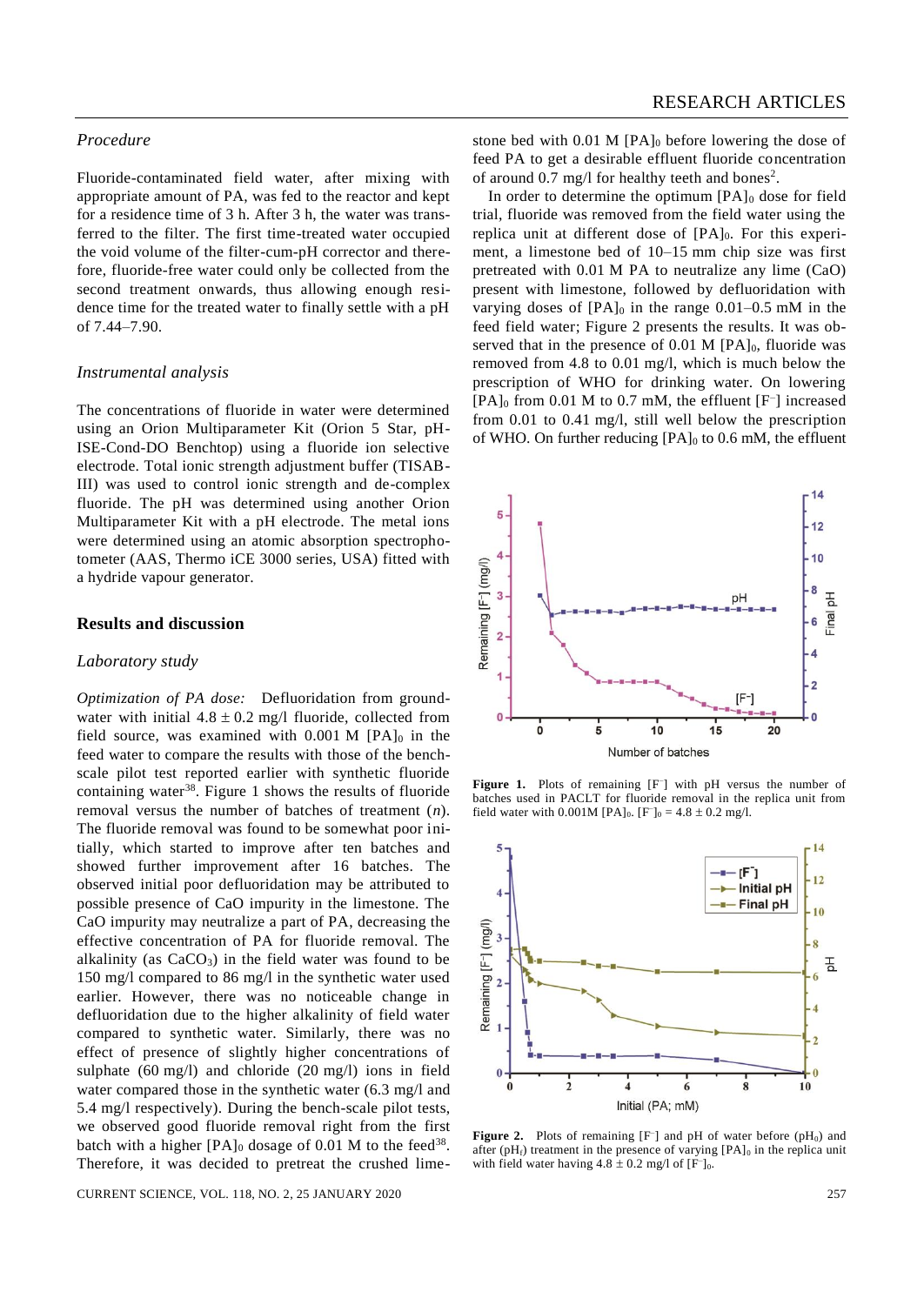### *Procedure*

Fluoride-contaminated field water, after mixing with appropriate amount of PA, was fed to the reactor and kept for a residence time of 3 h. After 3 h, the water was transferred to the filter. The first time-treated water occupied the void volume of the filter-cum-pH corrector and therefore, fluoride-free water could only be collected from the second treatment onwards, thus allowing enough residence time for the treated water to finally settle with a pH of 7.44–7.90.

### *Instrumental analysis*

The concentrations of fluoride in water were determined using an Orion Multiparameter Kit (Orion 5 Star, pH-ISE-Cond-DO Benchtop) using a fluoride ion selective electrode. Total ionic strength adjustment buffer (TISAB-III) was used to control ionic strength and de-complex fluoride. The pH was determined using another Orion Multiparameter Kit with a pH electrode. The metal ions were determined using an atomic absorption spectrophotometer (AAS, Thermo iCE 3000 series, USA) fitted with a hydride vapour generator.

## Results and discussion

### *Laboratory study*

*Optimization of PA dose:* Defluoridation from groundwater with initial $4.8 \pm 0.2$ mg/l fluoride, collected from field source, was examined with 0.001 M $[PA]_0$ in the feed water to compare the results with those of the bench-scale pilot test reported earlier with synthetic fluoride containing water[38]. Figure 1 shows the results of fluoride removal versus the number of batches of treatment ($n$). The fluoride removal was found to be somewhat poor initially, which started to improve after ten batches and showed further improvement after 16 batches. The observed initial poor defluoridation may be attributed to possible presence of CaO impurity in the limestone. The CaO impurity may neutralize a part of PA, decreasing the effective concentration of PA for fluoride removal. The alkalinity (as $CaCO_3$) in the field water was found to be 150 mg/l compared to 86 mg/l in the synthetic water used earlier. However, there was no noticeable change in defluoridation due to the higher alkalinity of field water compared to synthetic water. Similarly, there was no effect of presence of slightly higher concentrations of sulphate (60 mg/l) and chloride (20 mg/l) ions in field water compared those in the synthetic water (6.3 mg/l and 5.4 mg/l respectively). During the bench-scale pilot tests, we observed good fluoride removal right from the first batch with a higher $[PA]_0$ dosage of 0.01 M to the feed[38]. Therefore, it was decided to pretreat the crushed limestone bed with 0.01 M $[PA]_0$ before lowering the dose of feed PA to get a desirable effluent fluoride concentration of around 0.7 mg/l for healthy teeth and bones[2].

In order to determine the optimum $[PA]_0$ dose for field trial, fluoride was removed from the field water using the replica unit at different dose of $[PA]_0$. For this experiment, a limestone bed of 10–15 mm chip size was first pretreated with 0.01 M PA to neutralize any lime (CaO) present with limestone, followed by defluoridation with varying doses of $[PA]_0$ in the range 0.01–0.5 mM in the feed field water; Figure 2 presents the results. It was observed that in the presence of 0.01 M $[PA]_0$, fluoride was removed from 4.8 to 0.01 mg/l, which is much below the prescription of WHO for drinking water. On lowering $[PA]_0$ from 0.01 M to 0.7 mM, the effluent $[F^-]$ increased from 0.01 to 0.41 mg/l, still well below the prescription of WHO. On further reducing $[PA]_0$ to 0.6 mM, the effluent

**Figure 1.** Plots of remaining $[F^-]$ with pH versus the number of batches used in PACLT for fluoride removal in the replica unit from field water with 0.001M $[PA]_0$. $[F^-]_0 = 4.8 \pm 0.2$ mg/l.

**Figure 2.** Plots of remaining $[F^-]$ and pH of water before ($pH_0$) and after ($pH_f$) treatment in the presence of varying $[PA]_0$ in the replica unit with field water having $4.8 \pm 0.2$ mg/l of $[F^-]_0$.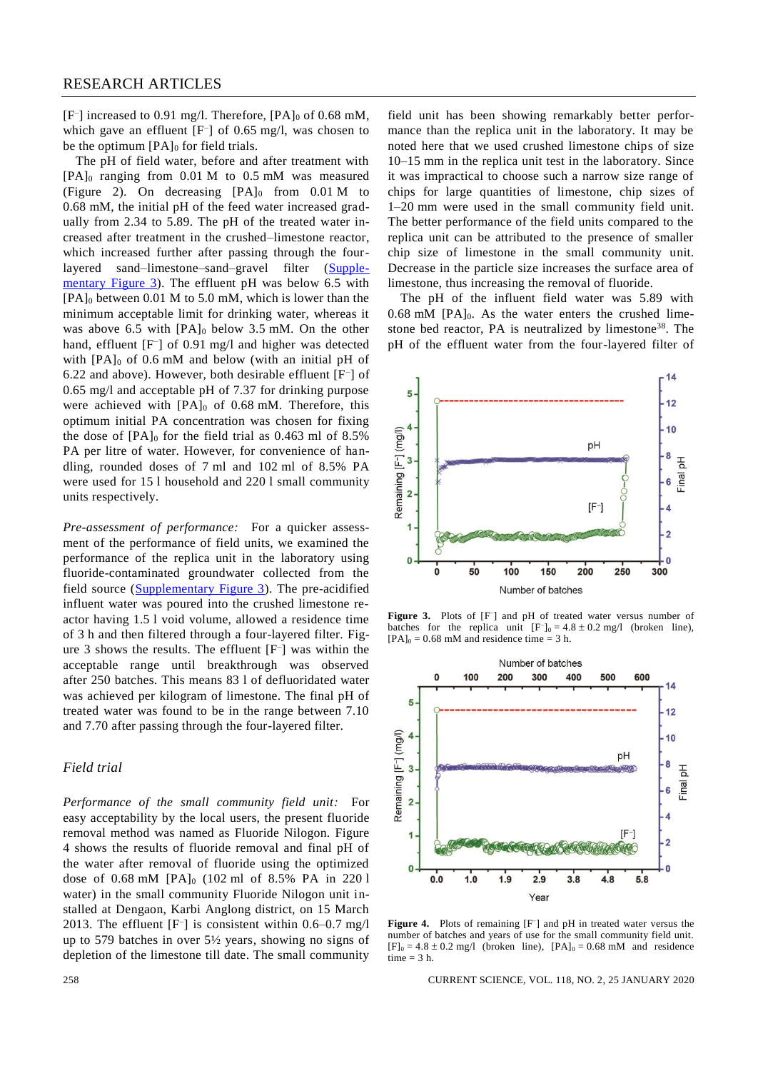$[F^-]$ increased to 0.91 mg/l. Therefore, $[PA]_0$ of 0.68 mM, which gave an effluent $[F^-]$ of 0.65 mg/l, was chosen to be the optimum $[PA]_0$ for field trials.

The pH of field water, before and after treatment with $[PA]_0$ ranging from 0.01 M to 0.5 mM was measured (Figure 2). On decreasing $[PA]_0$ from 0.01 M to 0.68 mM, the initial pH of the feed water increased gradually from 2.34 to 5.89. The pH of the treated water increased after treatment in the crushed–limestone reactor, which increased further after passing through the four-layered sand–limestone–sand–gravel filter (Supplementary Figure 3). The effluent pH was below 6.5 with $[PA]_0$ between 0.01 M to 5.0 mM, which is lower than the minimum acceptable limit for drinking water, whereas it was above 6.5 with $[PA]_0$ below 3.5 mM. On the other hand, effluent $[F^-]$ of 0.91 mg/l and higher was detected with $[PA]_0$ of 0.6 mM and below (with an initial pH of 6.22 and above). However, both desirable effluent $[F^-]$ of 0.65 mg/l and acceptable pH of 7.37 for drinking purpose were achieved with $[PA]_0$ of 0.68 mM. Therefore, this optimum initial PA concentration was chosen for fixing the dose of $[PA]_0$ for the field trial as 0.463 ml of 8.5% PA per litre of water. However, for convenience of handling, rounded doses of 7 ml and 102 ml of 8.5% PA were used for 15 l household and 220 l small community units respectively.

*Pre-assessment of performance:* For a quicker assessment of the performance of field units, we examined the performance of the replica unit in the laboratory using fluoride-contaminated groundwater collected from the field source (Supplementary Figure 3). The pre-acidified influent water was poured into the crushed limestone reactor having 1.5 l void volume, allowed a residence time of 3 h and then filtered through a four-layered filter. Figure 3 shows the results. The effluent $[F^-]$ was within the acceptable limit range until breakthrough was observed after 250 batches. This means 83 l of defluoridated water was achieved per kilogram of limestone. The final pH of treated water was found to be in the range between 7.10 and 7.70 after passing through the four-layered filter.

## Field trial

*Performance of the small community field unit:* For easy acceptability by the local users, the present fluoride removal method was named as Fluoride Nilogon. Figure 4 shows the results of fluoride removal and final pH of the water after removal of fluoride using the optimized dose of 0.68 mM $[PA]_0$ (102 ml of 8.5% PA in 220 l water) in the small community Fluoride Nilogon unit installed at Dengaon, Karbi Anglong district, on 15 March 2013. The effluent $[F^-]$ is consistent within 0.6–0.7 mg/l up to 579 batches in over 5½ years, showing no signs of depletion of the limestone till date. The small community field unit has been showing remarkably better performance than the replica unit in the laboratory. It may be noted here that we used crushed limestone chips of size 10–15 mm in the replica unit test in the laboratory. Since it was impractical to choose such a narrow size range of chips for large quantities of limestone, chip sizes of 1–20 mm were used in the small community field unit. The better performance of the field units compared to the replica unit can be attributed to the presence of smaller chip size of limestone in the small community unit. Decrease in the particle size increases the surface area of limestone, thus increasing the removal of fluoride.

The pH of the influent field water was 5.89 with 0.68 mM $[PA]_0$. As the water enters the crushed limestone bed reactor, PA is neutralized by limestone[38]. The pH of the effluent water from the four-layered filter of

**Figure 3.** Plots of $[F^-]$ and pH of treated water versus number of batches for the replica unit $[F^-]_0 = 4.8 \pm 0.2$ mg/l (broken line), $[PA]_0 = 0.68$ mM and residence time = 3 h.

**Figure 4.** Plots of remaining $[F^-]$ and pH in treated water versus the number of batches and years of use for the small community field unit. $[F]_0 = 4.8 \pm 0.2$ mg/l (broken line), $[PA]_0 = 0.68$ mM and residence time = 3 h.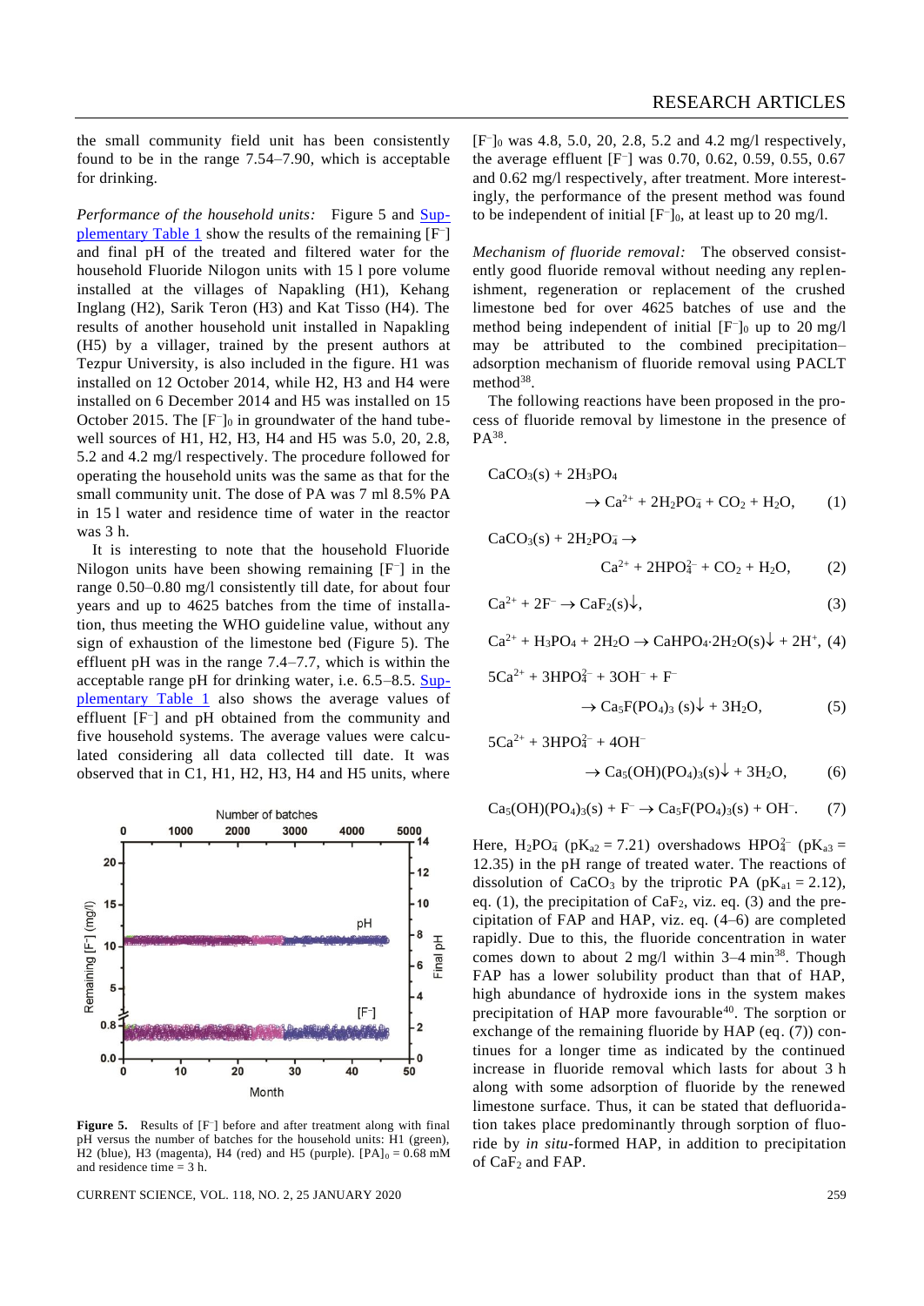the small community field unit has been consistently found to be in the range 7.54–7.90, which is acceptable for drinking.

*Performance of the household units:* Figure 5 and Supplementary Table 1 show the results of the remaining $[F^-]$ and final pH of the treated and filtered water for the household Fluoride Nilogon units with 15 l pore volume installed at the villages of Napakling (H1), Kehang Inglang (H2), Sarik Teron (H3) and Kat Tisso (H4). The results of another household unit installed in Napakling (H5) by a villager, trained by the present authors at Tezpur University, is also included in the figure. H1 was installed on 12 October 2014, while H2, H3 and H4 were installed on 6 December 2014 and H5 was installed on 15 October 2015. The $[F^-]_0$ in groundwater of the hand tube-well sources of H1, H2, H3, H4 and H5 was 5.0, 20, 2.8, 5.2 and 4.2 mg/l respectively. The procedure followed for operating the household units was the same as that for the small community unit. The dose of PA was 7 ml 8.5% PA in 15 l water and residence time of water in the reactor was 3 h.

It is interesting to note that the household Fluoride Nilogon units have been showing remaining $[F^-]$ in the range 0.50–0.80 mg/l consistently till date, for about four years and up to 4625 batches from the time of installation, thus meeting the WHO guideline value, without any sign of exhaustion of the limestone bed (Figure 5). The effluent pH was in the range 7.4–7.7, which is within the acceptable range pH for drinking water, i.e. 6.5–8.5. Supplementary Table 1 also shows the average values of effluent $[F^-]$ and pH obtained from the community and five household systems. The average values were calculated considering all data collected till date. It was observed that in C1, H1, H2, H3, H4 and H5 units, where $[F^-]_0$ was 4.8, 5.0, 20, 2.8, 5.2 and 4.2 mg/l respectively, the average effluent $[F^-]$ was 0.70, 0.62, 0.59, 0.55, 0.67 and 0.62 mg/l respectively, after treatment. More interestingly, the performance of the present method was found to be independent of initial $[F^-]_0$, at least up to 20 mg/l.

**Figure 5.** Results of $[F^-]$ before and after treatment along with final pH versus the number of batches for the household units: H1 (green), H2 (blue), H3 (magenta), H4 (red) and H5 (purple). $[PA]_0 = 0.68$ mM and residence time = 3 h.

*Mechanism of fluoride removal:* The observed consistently good fluoride removal without needing any replenishment, regeneration or replacement of the crushed limestone bed for over 4625 batches of use and the method being independent of initial $[F^-]_0$ up to 20 mg/l may be attributed to the combined precipitation–adsorption mechanism of fluoride removal using PACLT method[38].

The following reactions have been proposed in the process of fluoride removal by limestone in the presence of PA[38].

$$CaCO_3(s) + 2H_3PO_4 \rightarrow Ca^{2+} + 2H_2PO_4^- + CO_2 + H_2O, \quad (1)$$

$$CaCO_3(s) + 2H_2PO_4^- \rightarrow Ca^{2+} + 2HPO_4^{2-} + CO_2 + H_2O, \quad (2)$$

$$Ca^{2+} + 2F^- \rightarrow CaF_2(s)\downarrow, \quad (3)$$

$$Ca^{2+} + H_3PO_4 + 2H_2O \rightarrow CaHPO_4{\cdot}2H_2O(s)\downarrow + 2H^+, \quad (4)$$

$$5Ca^{2+} + 3HPO_4^{2-} + 3OH^- + F^- \rightarrow Ca_5F(PO_4)_3(s)\downarrow + 3H_2O, \quad (5)$$

$$5Ca^{2+} + 3HPO_4^{2-} + 4OH^- \rightarrow Ca_5(OH)(PO_4)_3(s)\downarrow + 3H_2O, \quad (6)$$

$$Ca_5(OH)(PO_4)_3(s) + F^- \rightarrow Ca_5F(PO_4)_3(s) + OH^-. \quad (7)$$

Here, $H_2PO_4^-$ ($pK_{a2} = 7.21$) overshadows $HPO_4^{2-}$ ($pK_{a3} = 12.35$) in the pH range of treated water. The reactions of dissolution of $CaCO_3$ by the triprotic PA ($pK_{a1} = 2.12$), eq. (1), the precipitation of $CaF_2$, viz. eq. (3) and the precipitation of FAP and HAP, viz. eq. (4–6) are completed rapidly. Due to this, the fluoride concentration in water comes down to about 2 mg/l within 3–4 min[38]. Though FAP has a lower solubility product than that of HAP, high abundance of hydroxide ions in the system makes precipitation of HAP more favourable[40]. The sorption or exchange of the remaining fluoride by HAP (eq. (7)) continues for a longer time as indicated by the continued increase in fluoride removal which lasts for about 3 h along with some adsorption of fluoride by the renewed limestone surface. Thus, it can be stated that defluoridation takes place predominantly through sorption of fluoride by *in situ*-formed HAP, in addition to precipitation of $CaF_2$ and FAP.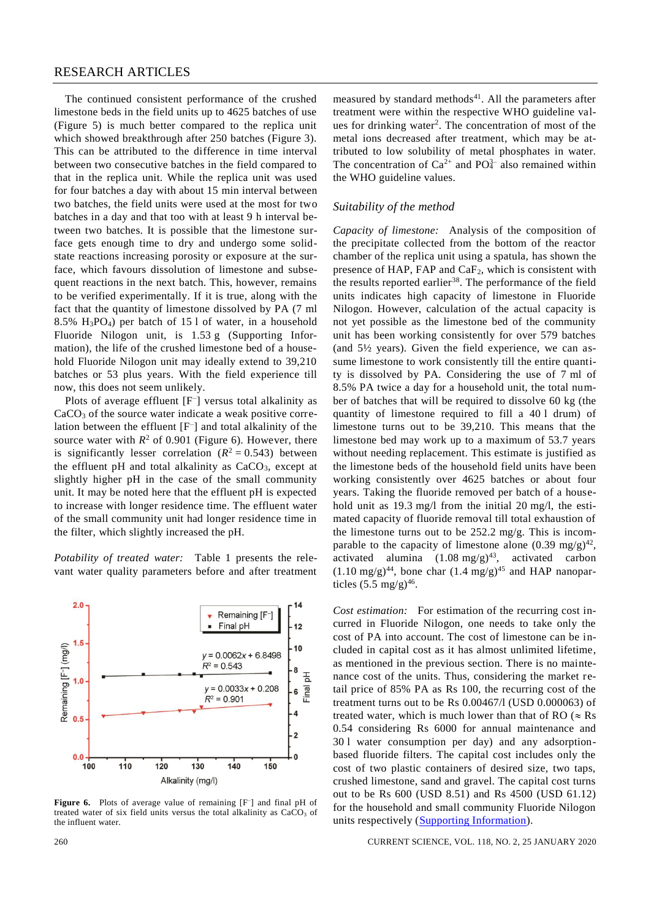The continued consistent performance of the crushed limestone beds in the field units up to 4625 batches of use (Figure 5) is much better compared to the replica unit which showed breakthrough after 250 batches (Figure 3). This can be attributed to the difference in time interval between two consecutive batches in the field compared to that in the replica unit. While the replica unit was used for four batches a day with about 15 min interval between two batches, the field units were used at the most for two batches in a day and that too with at least 9 h interval between two batches. It is possible that the limestone surface gets enough time to dry and undergo some solid-state reactions increasing porosity or exposure at the surface, which favours dissolution of limestone and subsequent reactions in the next batch. This, however, remains to be verified experimentally. If it is true, along with the fact that the quantity of limestone dissolved by PA (7 ml 8.5% $H_3PO_4$) per batch of 15 l of water, in a household Fluoride Nilogon unit, is 1.53 g (Supporting Information), the life of the crushed limestone bed of a household Fluoride Nilogon unit may ideally extend to 39,210 batches or 53 plus years. With the field experience till now, this does not seem unlikely.

Plots of average effluent [$F^-$] versus total alkalinity as $CaCO_3$ of the source water indicate a weak positive correlation between the effluent [$F^-$] and total alkalinity of the source water with $R^2$ of 0.901 (Figure 6). However, there is significantly lesser correlation ($R^2 = 0.543$) between the effluent pH and total alkalinity as $CaCO_3$, except at slightly higher pH in the case of the small community unit. It may be noted here that the effluent pH is expected to increase with longer residence time. The effluent water of the small community unit had longer residence time in the filter, which slightly increased the pH.

*Potability of treated water:* Table 1 presents the relevant water quality parameters before and after treatment measured by standard methods[41]. All the parameters after treatment were within the respective WHO guideline values for drinking water[2]. The concentration of most of the metal ions decreased after treatment, which may be attributed to low solubility of metal phosphates in water. The concentration of $Ca^{2+}$ and $PO_4^{3-}$ also remained within the WHO guideline values.

**Figure 6.** Plots of average value of remaining [$F^-$] and final pH of treated water of six field units versus the total alkalinity as $CaCO_3$ of the influent water.

### Suitability of the method

*Capacity of limestone:* Analysis of the composition of the precipitate collected from the bottom of the reactor chamber of the replica unit using a spatula, has shown the presence of HAP, FAP and $CaF_2$, which is consistent with the results reported earlier[38]. The performance of the field units indicates high capacity of limestone in Fluoride Nilogon. However, calculation of the actual capacity is not yet possible as the limestone bed of the community unit has been working consistently for over 579 batches (and 5½ years). Given the field experience, we can assume limestone to work consistently till the entire quantity is dissolved by PA. Considering the use of 7 ml of 8.5% PA twice a day for a household unit, the total number of batches that will be required to dissolve 60 kg (the quantity of limestone required to fill a 40 l drum) of limestone turns out to be 39,210. This means that the limestone bed may work up to a maximum of 53.7 years without needing replacement. This estimate is justified as the limestone beds of the household field units have been working consistently over 4625 batches or about four years. Taking the fluoride removed per batch of a household unit as 19.3 mg/l from the initial 20 mg/l, the estimated capacity of fluoride removal till total exhaustion of the limestone turns out to be 252.2 mg/g. This is incomparable to the capacity of limestone alone (0.39 mg/g)[42], activated alumina (1.08 mg/g)[43], activated carbon (1.10 mg/g)[44], bone char (1.4 mg/g)[45] and HAP nanoparticles (5.5 mg/g)[46].

*Cost estimation:* For estimation of the recurring cost incurred in Fluoride Nilogon, one needs to take only the cost of PA into account. The cost of limestone can be included in capital cost as it has almost unlimited lifetime, as mentioned in the previous section. There is no maintenance cost of the units. Thus, considering the market retail price of 85% PA as Rs 100, the recurring cost of the treatment turns out to be Rs 0.00467/l (USD 0.000063) of treated water, which is much lower than that of RO (≈ Rs 0.54 considering Rs 6000 for annual maintenance and 30 l water consumption per day) and any adsorption-based fluoride filters. The capital cost includes only the cost of two plastic containers of desired size, two taps, crushed limestone, sand and gravel. The capital cost turns out to be Rs 600 (USD 8.51) and Rs 4500 (USD 61.12) for the household and small community Fluoride Nilogon units respectively (Supporting Information).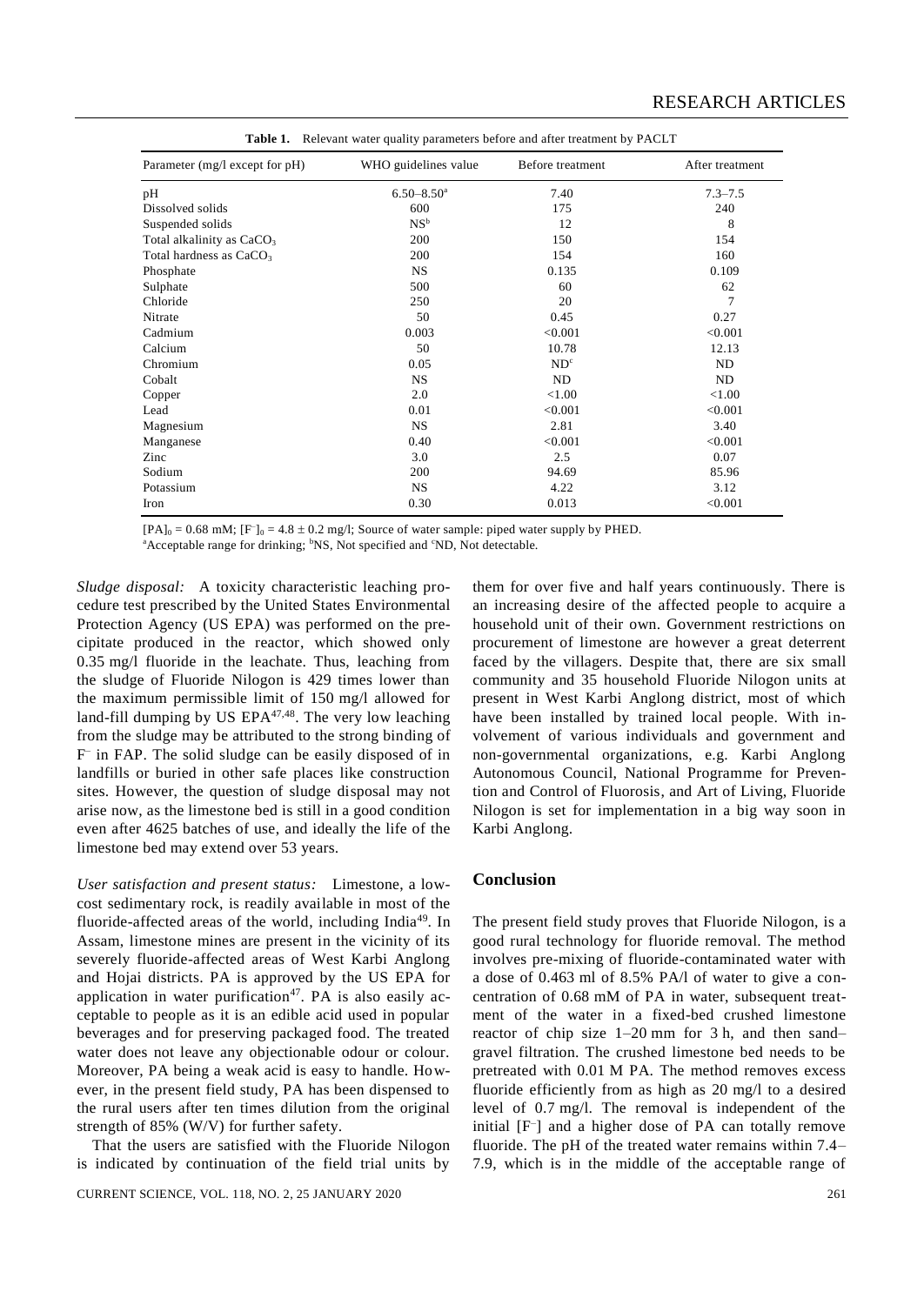**Table 1.** Relevant water quality parameters before and after treatment by PACLT

| Parameter (mg/l except for pH) | WHO guidelines value | Before treatment | After treatment |
|---|---|---|---|
| pH | 6.50–8.50[a] | 7.40 | 7.3–7.5 |
| Dissolved solids | 600 | 175 | 240 |
| Suspended solids | NS[b] | 12 | 8 |
| Total alkalinity as $CaCO_3$ | 200 | 150 | 154 |
| Total hardness as $CaCO_3$ | 200 | 154 | 160 |
| Phosphate | NS | 0.135 | 0.109 |
| Sulphate | 500 | 60 | 62 |
| Chloride | 250 | 20 | 7 |
| Nitrate | 50 | 0.45 | 0.27 |
| Cadmium | 0.003 | <0.001 | <0.001 |
| Calcium | 50 | 10.78 | 12.13 |
| Chromium | 0.05 | ND[c] | ND |
| Cobalt | NS | ND | ND |
| Copper | 2.0 | <1.00 | <1.00 |
| Lead | 0.01 | <0.001 | <0.001 |
| Magnesium | NS | 2.81 | 3.40 |
| Manganese | 0.40 | <0.001 | <0.001 |
| Zinc | 3.0 | 2.5 | 0.07 |
| Sodium | 200 | 94.69 | 85.96 |
| Potassium | NS | 4.22 | 3.12 |
| Iron | 0.30 | 0.013 | <0.001 |

$[PA]_0 = 0.68$ mM; $[F^-]_0 = 4.8 \pm 0.2$ mg/l; Source of water sample: piped water supply by PHED.
[a]Acceptable range for drinking; [b]NS, Not specified and [c]ND, Not detectable.

*Sludge disposal:* A toxicity characteristic leaching procedure test prescribed by the United States Environmental Protection Agency (US EPA) was performed on the precipitate produced in the reactor, which showed only 0.35 mg/l fluoride in the leachate. Thus, leaching from the sludge of Fluoride Nilogon is 429 times lower than the maximum permissible limit of 150 mg/l allowed for land-fill dumping by US EPA[47,48]. The very low leaching from the sludge may be attributed to the strong binding of $F^-$ in FAP. The solid sludge can be easily disposed of in landfills or buried in other safe places like construction sites. However, the question of sludge disposal may not arise now, as the limestone bed is still in a good condition even after 4625 batches of use, and ideally the life of the limestone bed may extend over 53 years.

*User satisfaction and present status:* Limestone, a low-cost sedimentary rock, is readily available in most of the fluoride-affected areas of the world, including India[49]. In Assam, limestone mines are present in the vicinity of its severely fluoride-affected areas of West Karbi Anglong and Hojai districts. PA is approved by the US EPA for application in water purification[47]. PA is also easily acceptable to people as it is an edible acid used in popular beverages and for preserving packaged food. The treated water does not leave any objectionable odour or colour. Moreover, PA being a weak acid is easy to handle. However, in the present field study, PA has been dispensed to the rural users after ten times dilution from the original strength of 85% (W/V) for further safety.

That the users are satisfied with the Fluoride Nilogon is indicated by continuation of the field trial units by them for over five and half years continuously. There is an increasing desire of the affected people to acquire a household unit of their own. Government restrictions on procurement of limestone are however a great deterrent faced by the villagers. Despite that, there are six small community and 35 household Fluoride Nilogon units at present in West Karbi Anglong district, most of which have been installed by trained local people. With involvement of various individuals and government and non-governmental organizations, e.g. Karbi Anglong Autonomous Council, National Programme for Prevention and Control of Fluorosis, and Art of Living, Fluoride Nilogon is set for implementation in a big way soon in Karbi Anglong.

## Conclusion

The present field study proves that Fluoride Nilogon, is a good rural technology for fluoride removal. The method involves pre-mixing of fluoride-contaminated water with a dose of 0.463 ml of 8.5% PA/l of water to give a concentration of 0.68 mM of PA in water, subsequent treatment of the water in a fixed-bed crushed limestone reactor of chip size 1–20 mm for 3 h, and then sand–gravel filtration. The crushed limestone bed needs to be pretreated with 0.01 M PA. The method removes excess fluoride efficiently from as high as 20 mg/l to a desired level of 0.7 mg/l. The removal is independent of the initial $[F^-]$ and a higher dose of PA can totally remove fluoride. The pH of the treated water remains within 7.4–7.9, which is in the middle of the acceptable range of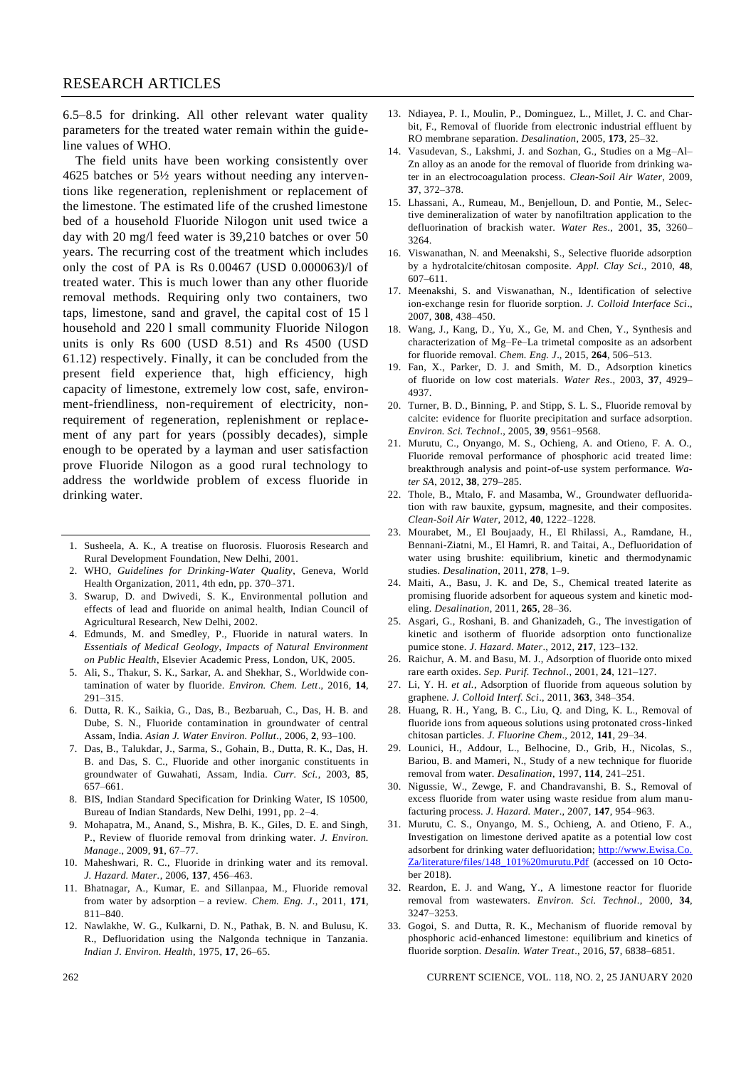6.5–8.5 for drinking. All other relevant water quality parameters for the treated water remain within the guideline values of WHO.

The field units have been working consistently over 4625 batches or 5½ years without needing any interventions like regeneration, replenishment or replacement of the limestone. The estimated life of the crushed limestone bed of a household Fluoride Nilogon unit used twice a day with 20 mg/l feed water is 39,210 batches or over 50 years. The recurring cost of the treatment which includes only the cost of PA is Rs 0.00467 (USD 0.000063)/l of treated water. This is much lower than any other fluoride removal methods. Requiring only two containers, two taps, limestone, sand and gravel, the capital cost of 15 l household and 220 l small community Fluoride Nilogon units is only Rs 600 (USD 8.51) and Rs 4500 (USD 61.12) respectively. Finally, it can be concluded from the present field experience that, high efficiency, high capacity of limestone, extremely low cost, safe, environment-friendliness, non-requirement of electricity, non-requirement of regeneration, replenishment or replacement of any part for years (possibly decades), simple enough to be operated by a layman and user satisfaction prove Fluoride Nilogon as a good rural technology to address the worldwide problem of excess fluoride in drinking water.

1. Susheela, A. K., A treatise on fluorosis. Fluorosis Research and Rural Development Foundation, New Delhi, 2001.
2. WHO, *Guidelines for Drinking-Water Quality*, Geneva, World Health Organization, 2011, 4th edn, pp. 370–371.
3. Swarup, D. and Dwivedi, S. K., Environmental pollution and effects of lead and fluoride on animal health, Indian Council of Agricultural Research, New Delhi, 2002.
4. Edmunds, M. and Smedley, P., Fluoride in natural waters. In *Essentials of Medical Geology, Impacts of Natural Environment on Public Health*, Elsevier Academic Press, London, UK, 2005.
5. Ali, S., Thakur, S. K., Sarkar, A. and Shekhar, S., Worldwide contamination of water by fluoride. *Environ. Chem. Lett*., 2016, **14**, 291–315.
6. Dutta, R. K., Saikia, G., Das, B., Bezbaruah, C., Das, H. B. and Dube, S. N., Fluoride contamination in groundwater of central Assam, India. *Asian J. Water Environ. Pollut*., 2006, **2**, 93–100.
7. Das, B., Talukdar, J., Sarma, S., Gohain, B., Dutta, R. K., Das, H. B. and Das, S. C., Fluoride and other inorganic constituents in groundwater of Guwahati, Assam, India. *Curr. Sci.*, 2003, **85**, 657–661.
8. BIS, Indian Standard Specification for Drinking Water, IS 10500, Bureau of Indian Standards, New Delhi, 1991, pp. 2–4.
9. Mohapatra, M., Anand, S., Mishra, B. K., Giles, D. E. and Singh, P., Review of fluoride removal from drinking water. *J. Environ. Manage*., 2009, **91**, 67–77.
10. Maheshwari, R. C., Fluoride in drinking water and its removal. *J. Hazard. Mater.*, 2006, **137**, 456–463.
11. Bhatnagar, A., Kumar, E. and Sillanpaa, M., Fluoride removal from water by adsorption – a review. *Chem. Eng. J.*, 2011, **171**, 811–840.
12. Nawlakhe, W. G., Kulkarni, D. N., Pathak, B. N. and Bulusu, K. R., Defluoridation using the Nalgonda technique in Tanzania. *Indian J. Environ. Health*, 1975, **17**, 26–65.
13. Ndiayea, P. I., Moulin, P., Dominguez, L., Millet, J. C. and Charbit, F., Removal of fluoride from electronic industrial effluent by RO membrane separation. *Desalination*, 2005, **173**, 25–32.
14. Vasudevan, S., Lakshmi, J. and Sozhan, G., Studies on a Mg–Al–Zn alloy as an anode for the removal of fluoride from drinking water in an electrocoagulation process. *Clean-Soil Air Water*, 2009, **37**, 372–378.
15. Lhassani, A., Rumeau, M., Benjelloun, D. and Pontie, M., Selective demineralization of water by nanofiltration application to the defluorination of brackish water. *Water Res*., 2001, **35**, 3260–3264.
16. Viswanathan, N. and Meenakshi, S., Selective fluoride adsorption by a hydrotalcite/chitosan composite. *Appl. Clay Sci*., 2010, **48**, 607–611.
17. Meenakshi, S. and Viswanathan, N., Identification of selective ion-exchange resin for fluoride sorption. *J. Colloid Interface Sci*., 2007, **308**, 438–450.
18. Wang, J., Kang, D., Yu, X., Ge, M. and Chen, Y., Synthesis and characterization of Mg–Fe–La trimetal composite as an adsorbent for fluoride removal. *Chem. Eng. J*., 2015, **264**, 506–513.
19. Fan, X., Parker, D. J. and Smith, M. D., Adsorption kinetics of fluoride on low cost materials. *Water Res*., 2003, **37**, 4929–4937.
20. Turner, B. D., Binning, P. and Stipp, S. L. S., Fluoride removal by calcite: evidence for fluorite precipitation and surface adsorption. *Environ. Sci. Technol*., 2005, **39**, 9561–9568.
21. Murutu, C., Onyango, M. S., Ochieng, A. and Otieno, F. A. O., Fluoride removal performance of phosphoric acid treated lime: breakthrough analysis and point-of-use system performance. *Water SA*, 2012, **38**, 279–285.
22. Thole, B., Mtalo, F. and Masamba, W., Groundwater defluoridation with raw bauxite, gypsum, magnesite, and their composites. *Clean-Soil Air Water*, 2012, **40**, 1222–1228.
23. Mourabet, M., El Boujaady, H., El Rhilassi, A., Ramdane, H., Bennani-Ziatni, M., El Hamri, R. and Taitai, A., Defluoridation of water using brushite: equilibrium, kinetic and thermodynamic studies. *Desalination*, 2011, **278**, 1–9.
24. Maiti, A., Basu, J. K. and De, S., Chemical treated laterite as promising fluoride adsorbent for aqueous system and kinetic modeling. *Desalination*, 2011, **265**, 28–36.
25. Asgari, G., Roshani, B. and Ghanizadeh, G., The investigation of kinetic and isotherm of fluoride adsorption onto functionalize pumice stone. *J. Hazard. Mater*., 2012, **217**, 123–132.
26. Raichur, A. M. and Basu, M. J., Adsorption of fluoride onto mixed rare earth oxides. *Sep. Purif. Technol*., 2001, **24**, 121–127.
27. Li, Y. H. *et al.*, Adsorption of fluoride from aqueous solution by graphene. *J. Colloid Interf. Sci*., 2011, **363**, 348–354.
28. Huang, R. H., Yang, B. C., Liu, Q. and Ding, K. L., Removal of fluoride ions from aqueous solutions using protonated cross-linked chitosan particles. *J. Fluorine Chem*., 2012, **141**, 29–34.
29. Lounici, H., Addour, L., Belhocine, D., Grib, H., Nicolas, S., Bariou, B. and Mameri, N., Study of a new technique for fluoride removal from water. *Desalination*, 1997, **114**, 241–251.
30. Nigussie, W., Zewge, F. and Chandravanshi, B. S., Removal of excess fluoride from water using waste residue from alum manufacturing process. *J. Hazard. Mater*., 2007, **147**, 954–963.
31. Murutu, C. S., Onyango, M. S., Ochieng, A. and Otieno, F. A., Investigation on limestone derived apatite as a potential low cost adsorbent for drinking water defluoridation; http://www.Ewisa.Co.Za/literature/files/148_101%20murutu.Pdf (accessed on 10 October 2018).
32. Reardon, E. J. and Wang, Y., A limestone reactor for fluoride removal from wastewaters. *Environ. Sci. Technol*., 2000, **34**, 3247–3253.
33. Gogoi, S. and Dutta, R. K., Mechanism of fluoride removal by phosphoric acid-enhanced limestone: equilibrium and kinetics of fluoride sorption. *Desalin. Water Treat*., 2016, **57**, 6838–6851.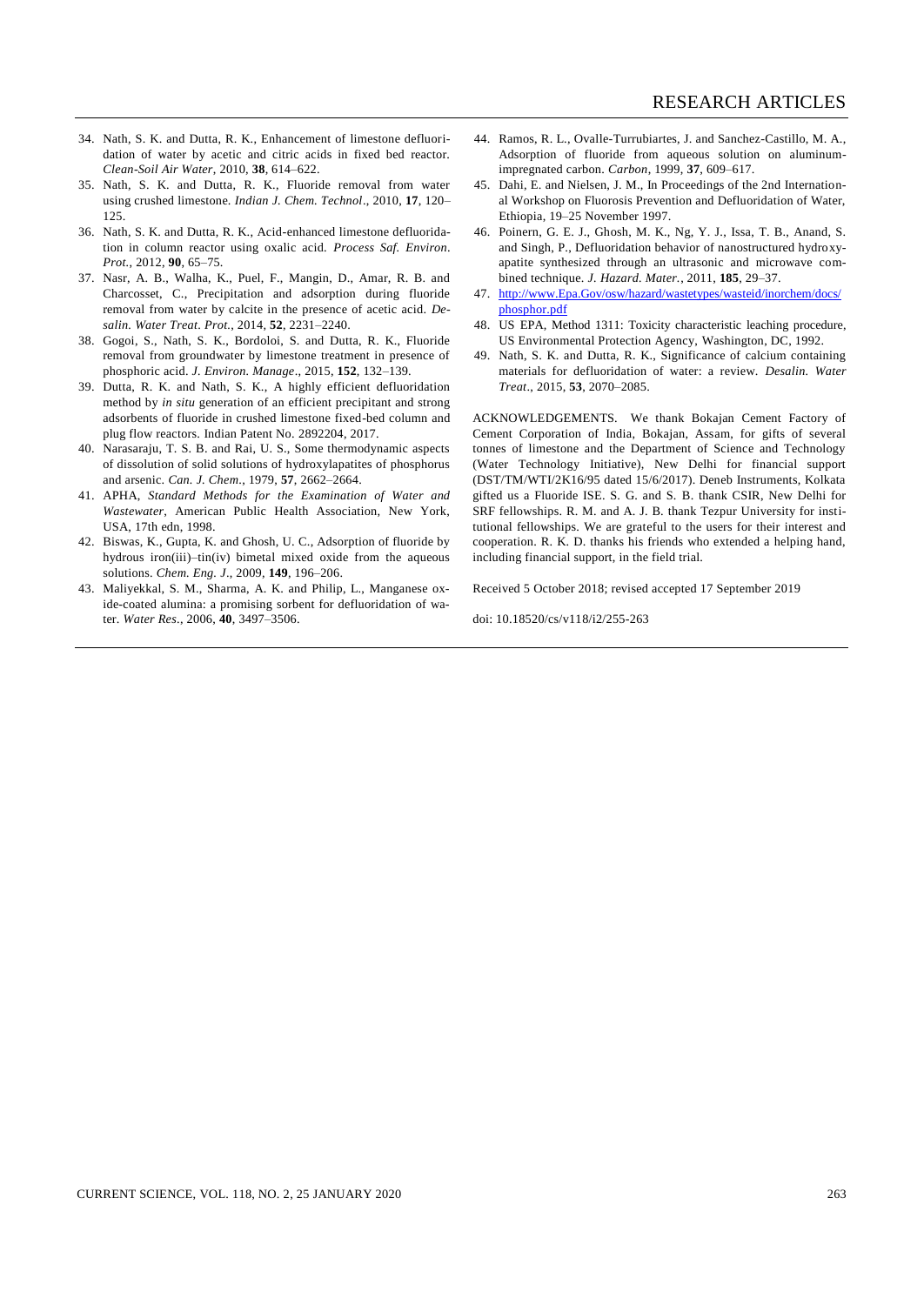34. Nath, S. K. and Dutta, R. K., Enhancement of limestone defluoridation of water by acetic and citric acids in fixed bed reactor. *Clean-Soil Air Water*, 2010, **38**, 614–622.
35. Nath, S. K. and Dutta, R. K., Fluoride removal from water using crushed limestone. *Indian J. Chem. Technol*., 2010, **17**, 120–125.
36. Nath, S. K. and Dutta, R. K., Acid-enhanced limestone defluoridation in column reactor using oxalic acid. *Process Saf. Environ. Prot.*, 2012, **90**, 65–75.
37. Nasr, A. B., Walha, K., Puel, F., Mangin, D., Amar, R. B. and Charcosset, C., Precipitation and adsorption during fluoride removal from water by calcite in the presence of acetic acid. *Desalin. Water Treat. Prot.*, 2014, **52**, 2231–2240.
38. Gogoi, S., Nath, S. K., Bordoloi, S. and Dutta, R. K., Fluoride removal from groundwater by limestone treatment in presence of phosphoric acid. *J. Environ. Manage*., 2015, **152**, 132–139.
39. Dutta, R. K. and Nath, S. K., A highly efficient defluoridation method by *in situ* generation of an efficient precipitant and strong adsorbents of fluoride in crushed limestone fixed-bed column and plug flow reactors. Indian Patent No. 2892204, 2017.
40. Narasaraju, T. S. B. and Rai, U. S., Some thermodynamic aspects of dissolution of solid solutions of hydroxylapatites of phosphorus and arsenic. *Can. J. Chem*., 1979, **57**, 2662–2664.
41. APHA, *Standard Methods for the Examination of Water and Wastewater*, American Public Health Association, New York, USA, 17th edn, 1998.
42. Biswas, K., Gupta, K. and Ghosh, U. C., Adsorption of fluoride by hydrous iron(iii)–tin(iv) bimetal mixed oxide from the aqueous solutions. *Chem. Eng. J*., 2009, **149**, 196–206.
43. Maliyekkal, S. M., Sharma, A. K. and Philip, L., Manganese oxide-coated alumina: a promising sorbent for defluoridation of water. *Water Res*., 2006, **40**, 3497–3506.
44. Ramos, R. L., Ovalle-Turrubiartes, J. and Sanchez-Castillo, M. A., Adsorption of fluoride from aqueous solution on aluminum-impregnated carbon. *Carbon*, 1999, **37**, 609–617.
45. Dahi, E. and Nielsen, J. M., In Proceedings of the 2nd International Workshop on Fluorosis Prevention and Defluoridation of Water, Ethiopia, 19–25 November 1997.
46. Poinern, G. E. J., Ghosh, M. K., Ng, Y. J., Issa, T. B., Anand, S. and Singh, P., Defluoridation behavior of nanostructured hydroxyapatite synthesized through an ultrasonic and microwave combined technique. *J. Hazard. Mater.*, 2011, **185**, 29–37.
47. http://www.Epa.Gov/osw/hazard/wastetypes/wasteid/inorchem/docs/phosphor.pdf
48. US EPA, Method 1311: Toxicity characteristic leaching procedure, US Environmental Protection Agency, Washington, DC, 1992.
49. Nath, S. K. and Dutta, R. K., Significance of calcium containing materials for defluoridation of water: a review. *Desalin. Water Treat*., 2015, **53**, 2070–2085.

ACKNOWLEDGEMENTS. We thank Bokajan Cement Factory of Cement Corporation of India, Bokajan, Assam, for gifts of several tonnes of limestone and the Department of Science and Technology (Water Technology Initiative), New Delhi for financial support (DST/TM/WTI/2K16/95 dated 15/6/2017). Deneb Instruments, Kolkata gifted us a Fluoride ISE. S. G. and S. B. thank CSIR, New Delhi for SRF fellowships. R. M. and A. J. B. thank Tezpur University for institutional fellowships. We are grateful to the users for their interest and cooperation. R. K. D. thanks his friends who extended a helping hand, including financial support, in the field trial.

Received 5 October 2018; revised accepted 17 September 2019

doi: 10.18520/cs/v118/i2/255-263